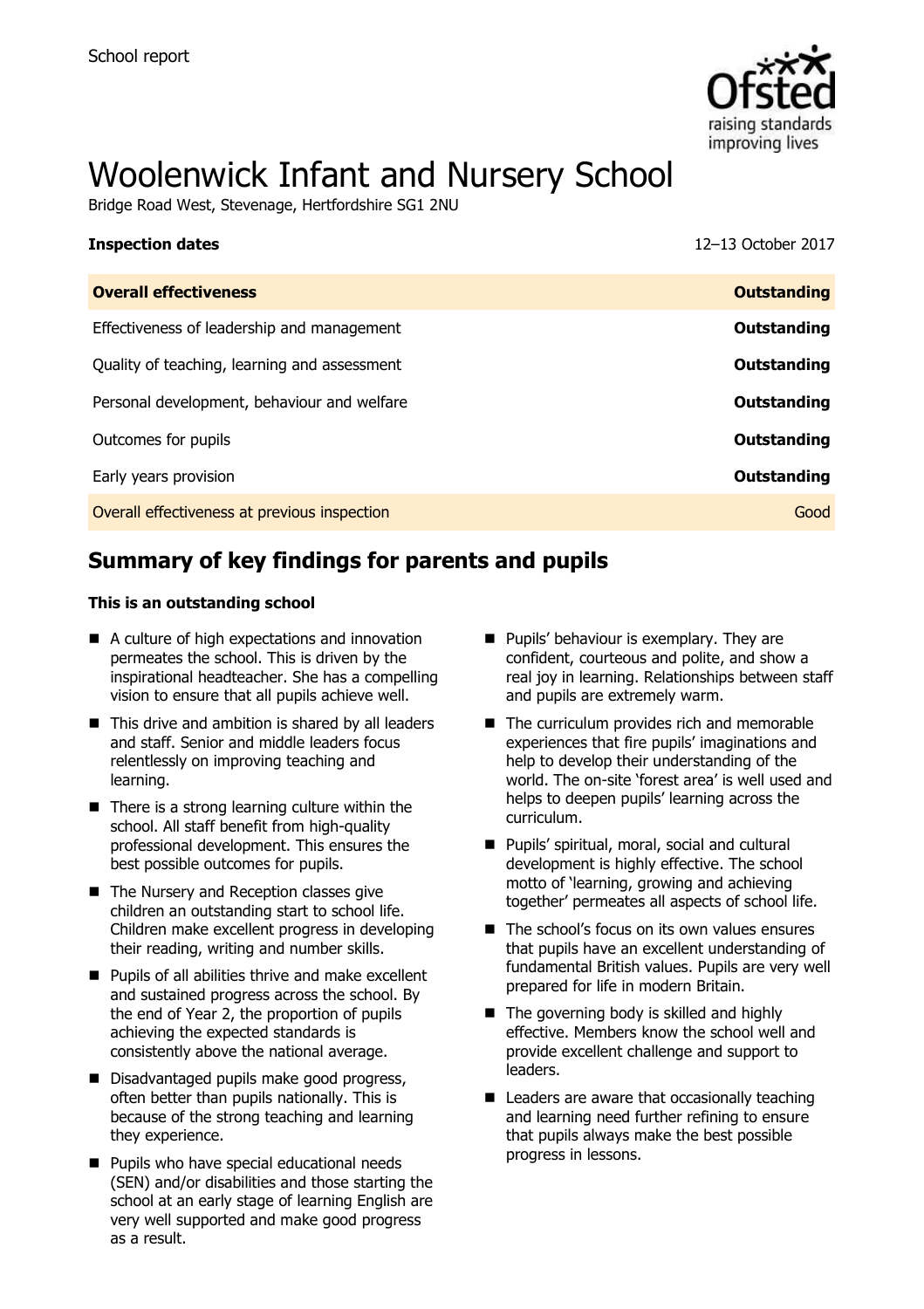School report

# Woolenwick Infant and Nursery School

Bridge Road West, Stevenage, Hertfordshire SG1 2NU

| **Inspection dates** | 12–13 October 2017 |
| --- | --- |
| **Overall effectiveness** | **Outstanding** |
| Effectiveness of leadership and management | **Outstanding** |
| Quality of teaching, learning and assessment | **Outstanding** |
| Personal development, behaviour and welfare | **Outstanding** |
| Outcomes for pupils | **Outstanding** |
| Early years provision | **Outstanding** |
| Overall effectiveness at previous inspection | Good |

## Summary of key findings for parents and pupils

**This is an outstanding school**

- A culture of high expectations and innovation permeates the school. This is driven by the inspirational headteacher. She has a compelling vision to ensure that all pupils achieve well.
- This drive and ambition is shared by all leaders and staff. Senior and middle leaders focus relentlessly on improving teaching and learning.
- There is a strong learning culture within the school. All staff benefit from high-quality professional development. This ensures the best possible outcomes for pupils.
- The Nursery and Reception classes give children an outstanding start to school life. Children make excellent progress in developing their reading, writing and number skills.
- Pupils of all abilities thrive and make excellent and sustained progress across the school. By the end of Year 2, the proportion of pupils achieving the expected standards is consistently above the national average.
- Disadvantaged pupils make good progress, often better than pupils nationally. This is because of the strong teaching and learning they experience.
- Pupils who have special educational needs (SEN) and/or disabilities and those starting the school at an early stage of learning English are very well supported and make good progress as a result.
- Pupils' behaviour is exemplary. They are confident, courteous and polite, and show a real joy in learning. Relationships between staff and pupils are extremely warm.
- The curriculum provides rich and memorable experiences that fire pupils' imaginations and help to develop their understanding of the world. The on-site 'forest area' is well used and helps to deepen pupils' learning across the curriculum.
- Pupils' spiritual, moral, social and cultural development is highly effective. The school motto of 'learning, growing and achieving together' permeates all aspects of school life.
- The school's focus on its own values ensures that pupils have an excellent understanding of fundamental British values. Pupils are very well prepared for life in modern Britain.
- The governing body is skilled and highly effective. Members know the school well and provide excellent challenge and support to leaders.
- Leaders are aware that occasionally teaching and learning need further refining to ensure that pupils always make the best possible progress in lessons.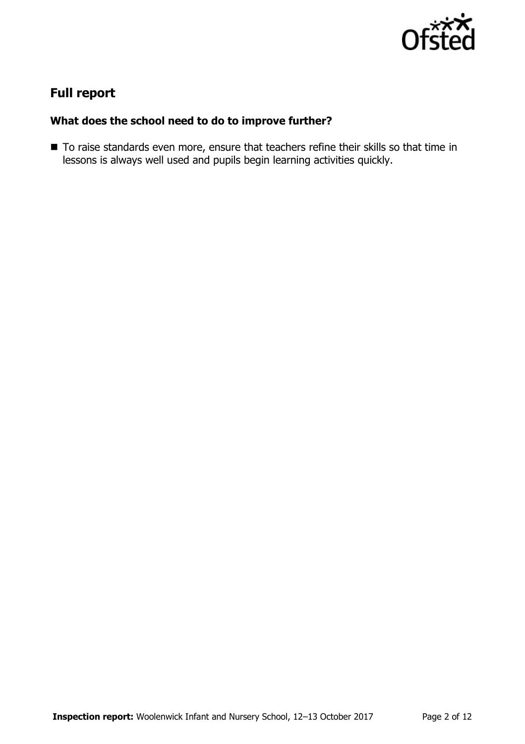## Full report

### What does the school need to do to improve further?

- To raise standards even more, ensure that teachers refine their skills so that time in lessons is always well used and pupils begin learning activities quickly.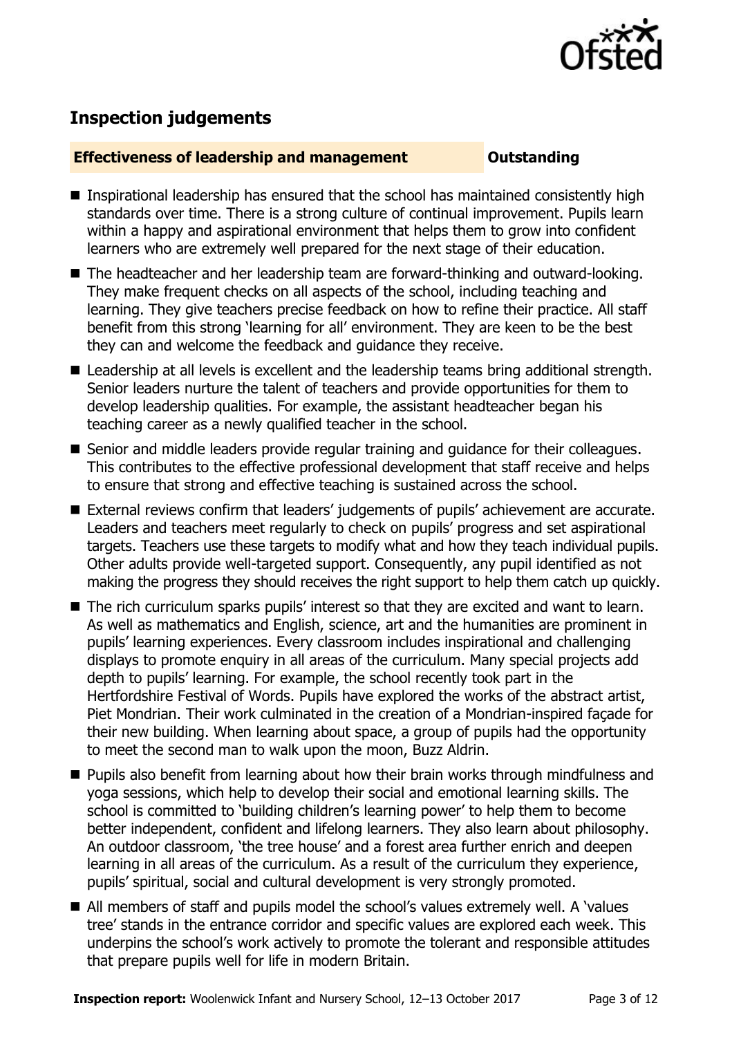## Inspection judgements

| **Effectiveness of leadership and management** | **Outstanding** |
| --- | --- |

- Inspirational leadership has ensured that the school has maintained consistently high standards over time. There is a strong culture of continual improvement. Pupils learn within a happy and aspirational environment that helps them to grow into confident learners who are extremely well prepared for the next stage of their education.
- The headteacher and her leadership team are forward-thinking and outward-looking. They make frequent checks on all aspects of the school, including teaching and learning. They give teachers precise feedback on how to refine their practice. All staff benefit from this strong 'learning for all' environment. They are keen to be the best they can and welcome the feedback and guidance they receive.
- Leadership at all levels is excellent and the leadership teams bring additional strength. Senior leaders nurture the talent of teachers and provide opportunities for them to develop leadership qualities. For example, the assistant headteacher began his teaching career as a newly qualified teacher in the school.
- Senior and middle leaders provide regular training and guidance for their colleagues. This contributes to the effective professional development that staff receive and helps to ensure that strong and effective teaching is sustained across the school.
- External reviews confirm that leaders' judgements of pupils' achievement are accurate. Leaders and teachers meet regularly to check on pupils' progress and set aspirational targets. Teachers use these targets to modify what and how they teach individual pupils. Other adults provide well-targeted support. Consequently, any pupil identified as not making the progress they should receives the right support to help them catch up quickly.
- The rich curriculum sparks pupils' interest so that they are excited and want to learn. As well as mathematics and English, science, art and the humanities are prominent in pupils' learning experiences. Every classroom includes inspirational and challenging displays to promote enquiry in all areas of the curriculum. Many special projects add depth to pupils' learning. For example, the school recently took part in the Hertfordshire Festival of Words. Pupils have explored the works of the abstract artist, Piet Mondrian. Their work culminated in the creation of a Mondrian-inspired façade for their new building. When learning about space, a group of pupils had the opportunity to meet the second man to walk upon the moon, Buzz Aldrin.
- Pupils also benefit from learning about how their brain works through mindfulness and yoga sessions, which help to develop their social and emotional learning skills. The school is committed to 'building children's learning power' to help them to become better independent, confident and lifelong learners. They also learn about philosophy. An outdoor classroom, 'the tree house' and a forest area further enrich and deepen learning in all areas of the curriculum. As a result of the curriculum they experience, pupils' spiritual, social and cultural development is very strongly promoted.
- All members of staff and pupils model the school's values extremely well. A 'values tree' stands in the entrance corridor and specific values are explored each week. This underpins the school's work actively to promote the tolerant and responsible attitudes that prepare pupils well for life in modern Britain.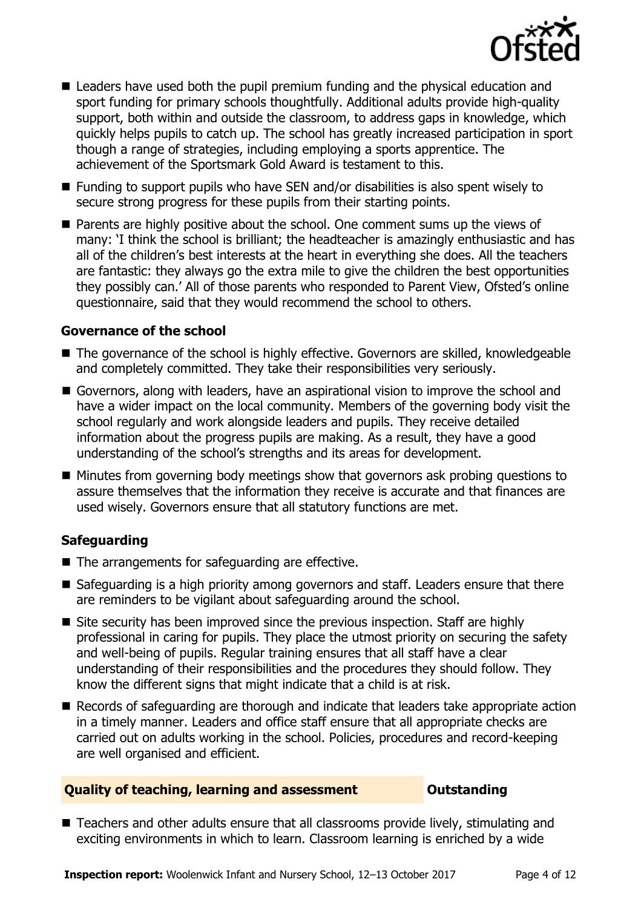- Leaders have used both the pupil premium funding and the physical education and sport funding for primary schools thoughtfully. Additional adults provide high-quality support, both within and outside the classroom, to address gaps in knowledge, which quickly helps pupils to catch up. The school has greatly increased participation in sport though a range of strategies, including employing a sports apprentice. The achievement of the Sportsmark Gold Award is testament to this.
- Funding to support pupils who have SEN and/or disabilities is also spent wisely to secure strong progress for these pupils from their starting points.
- Parents are highly positive about the school. One comment sums up the views of many: 'I think the school is brilliant; the headteacher is amazingly enthusiastic and has all of the children's best interests at the heart in everything she does. All the teachers are fantastic: they always go the extra mile to give the children the best opportunities they possibly can.' All of those parents who responded to Parent View, Ofsted's online questionnaire, said that they would recommend the school to others.

### Governance of the school

- The governance of the school is highly effective. Governors are skilled, knowledgeable and completely committed. They take their responsibilities very seriously.
- Governors, along with leaders, have an aspirational vision to improve the school and have a wider impact on the local community. Members of the governing body visit the school regularly and work alongside leaders and pupils. They receive detailed information about the progress pupils are making. As a result, they have a good understanding of the school's strengths and its areas for development.
- Minutes from governing body meetings show that governors ask probing questions to assure themselves that the information they receive is accurate and that finances are used wisely. Governors ensure that all statutory functions are met.

### Safeguarding

- The arrangements for safeguarding are effective.
- Safeguarding is a high priority among governors and staff. Leaders ensure that there are reminders to be vigilant about safeguarding around the school.
- Site security has been improved since the previous inspection. Staff are highly professional in caring for pupils. They place the utmost priority on securing the safety and well-being of pupils. Regular training ensures that all staff have a clear understanding of their responsibilities and the procedures they should follow. They know the different signs that might indicate that a child is at risk.
- Records of safeguarding are thorough and indicate that leaders take appropriate action in a timely manner. Leaders and office staff ensure that all appropriate checks are carried out on adults working in the school. Policies, procedures and record-keeping are well organised and efficient.

## Quality of teaching, learning and assessment — Outstanding

- Teachers and other adults ensure that all classrooms provide lively, stimulating and exciting environments in which to learn. Classroom learning is enriched by a wide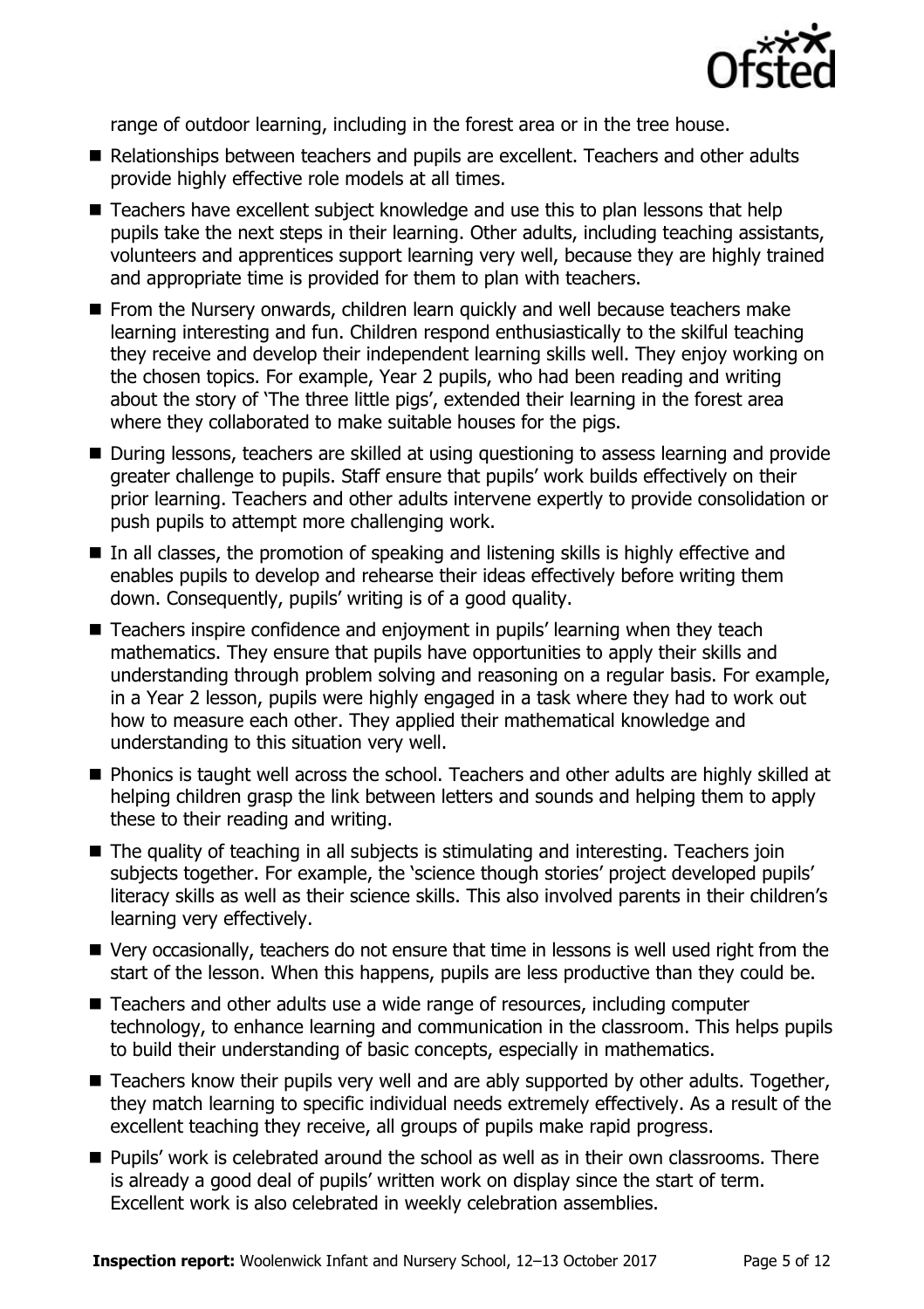range of outdoor learning, including in the forest area or in the tree house.

- Relationships between teachers and pupils are excellent. Teachers and other adults provide highly effective role models at all times.
- Teachers have excellent subject knowledge and use this to plan lessons that help pupils take the next steps in their learning. Other adults, including teaching assistants, volunteers and apprentices support learning very well, because they are highly trained and appropriate time is provided for them to plan with teachers.
- From the Nursery onwards, children learn quickly and well because teachers make learning interesting and fun. Children respond enthusiastically to the skilful teaching they receive and develop their independent learning skills well. They enjoy working on the chosen topics. For example, Year 2 pupils, who had been reading and writing about the story of 'The three little pigs', extended their learning in the forest area where they collaborated to make suitable houses for the pigs.
- During lessons, teachers are skilled at using questioning to assess learning and provide greater challenge to pupils. Staff ensure that pupils' work builds effectively on their prior learning. Teachers and other adults intervene expertly to provide consolidation or push pupils to attempt more challenging work.
- In all classes, the promotion of speaking and listening skills is highly effective and enables pupils to develop and rehearse their ideas effectively before writing them down. Consequently, pupils' writing is of a good quality.
- Teachers inspire confidence and enjoyment in pupils' learning when they teach mathematics. They ensure that pupils have opportunities to apply their skills and understanding through problem solving and reasoning on a regular basis. For example, in a Year 2 lesson, pupils were highly engaged in a task where they had to work out how to measure each other. They applied their mathematical knowledge and understanding to this situation very well.
- Phonics is taught well across the school. Teachers and other adults are highly skilled at helping children grasp the link between letters and sounds and helping them to apply these to their reading and writing.
- The quality of teaching in all subjects is stimulating and interesting. Teachers join subjects together. For example, the 'science though stories' project developed pupils' literacy skills as well as their science skills. This also involved parents in their children's learning very effectively.
- Very occasionally, teachers do not ensure that time in lessons is well used right from the start of the lesson. When this happens, pupils are less productive than they could be.
- Teachers and other adults use a wide range of resources, including computer technology, to enhance learning and communication in the classroom. This helps pupils to build their understanding of basic concepts, especially in mathematics.
- Teachers know their pupils very well and are ably supported by other adults. Together, they match learning to specific individual needs extremely effectively. As a result of the excellent teaching they receive, all groups of pupils make rapid progress.
- Pupils' work is celebrated around the school as well as in their own classrooms. There is already a good deal of pupils' written work on display since the start of term. Excellent work is also celebrated in weekly celebration assemblies.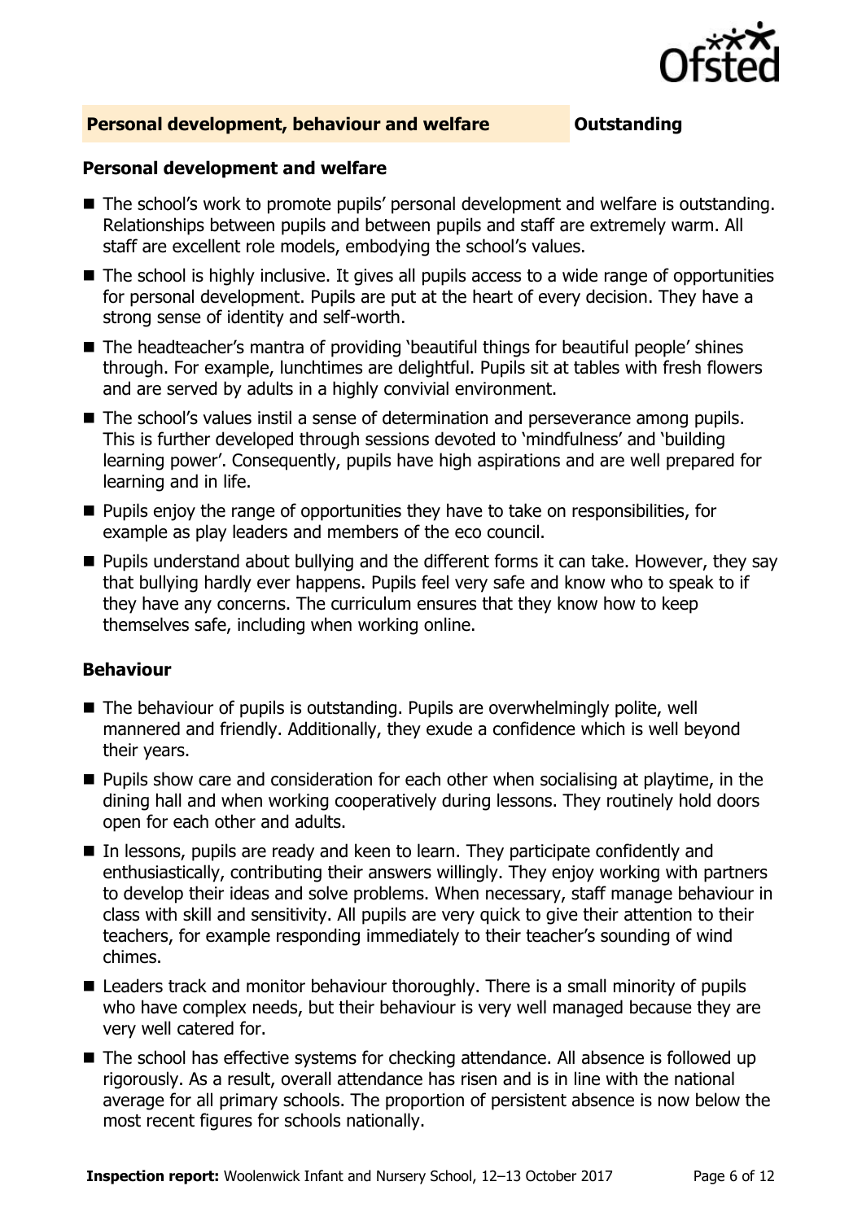## Personal development, behaviour and welfare — Outstanding

### Personal development and welfare

- The school's work to promote pupils' personal development and welfare is outstanding. Relationships between pupils and between pupils and staff are extremely warm. All staff are excellent role models, embodying the school's values.
- The school is highly inclusive. It gives all pupils access to a wide range of opportunities for personal development. Pupils are put at the heart of every decision. They have a strong sense of identity and self-worth.
- The headteacher's mantra of providing 'beautiful things for beautiful people' shines through. For example, lunchtimes are delightful. Pupils sit at tables with fresh flowers and are served by adults in a highly convivial environment.
- The school's values instil a sense of determination and perseverance among pupils. This is further developed through sessions devoted to 'mindfulness' and 'building learning power'. Consequently, pupils have high aspirations and are well prepared for learning and in life.
- Pupils enjoy the range of opportunities they have to take on responsibilities, for example as play leaders and members of the eco council.
- Pupils understand about bullying and the different forms it can take. However, they say that bullying hardly ever happens. Pupils feel very safe and know who to speak to if they have any concerns. The curriculum ensures that they know how to keep themselves safe, including when working online.

### Behaviour

- The behaviour of pupils is outstanding. Pupils are overwhelmingly polite, well mannered and friendly. Additionally, they exude a confidence which is well beyond their years.
- Pupils show care and consideration for each other when socialising at playtime, in the dining hall and when working cooperatively during lessons. They routinely hold doors open for each other and adults.
- In lessons, pupils are ready and keen to learn. They participate confidently and enthusiastically, contributing their answers willingly. They enjoy working with partners to develop their ideas and solve problems. When necessary, staff manage behaviour in class with skill and sensitivity. All pupils are very quick to give their attention to their teachers, for example responding immediately to their teacher's sounding of wind chimes.
- Leaders track and monitor behaviour thoroughly. There is a small minority of pupils who have complex needs, but their behaviour is very well managed because they are very well catered for.
- The school has effective systems for checking attendance. All absence is followed up rigorously. As a result, overall attendance has risen and is in line with the national average for all primary schools. The proportion of persistent absence is now below the most recent figures for schools nationally.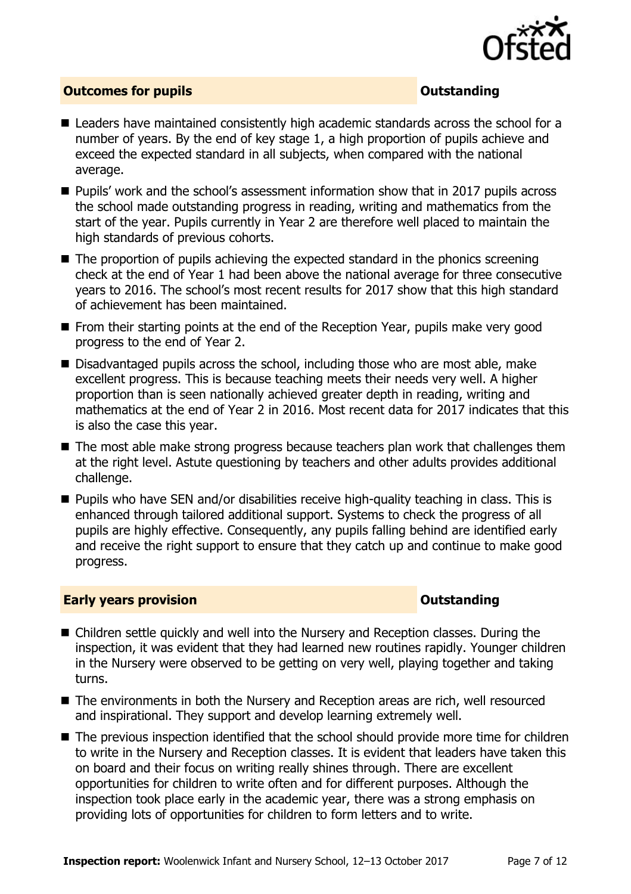## Outcomes for pupils — Outstanding

- Leaders have maintained consistently high academic standards across the school for a number of years. By the end of key stage 1, a high proportion of pupils achieve and exceed the expected standard in all subjects, when compared with the national average.
- Pupils' work and the school's assessment information show that in 2017 pupils across the school made outstanding progress in reading, writing and mathematics from the start of the year. Pupils currently in Year 2 are therefore well placed to maintain the high standards of previous cohorts.
- The proportion of pupils achieving the expected standard in the phonics screening check at the end of Year 1 had been above the national average for three consecutive years to 2016. The school's most recent results for 2017 show that this high standard of achievement has been maintained.
- From their starting points at the end of the Reception Year, pupils make very good progress to the end of Year 2.
- Disadvantaged pupils across the school, including those who are most able, make excellent progress. This is because teaching meets their needs very well. A higher proportion than is seen nationally achieved greater depth in reading, writing and mathematics at the end of Year 2 in 2016. Most recent data for 2017 indicates that this is also the case this year.
- The most able make strong progress because teachers plan work that challenges them at the right level. Astute questioning by teachers and other adults provides additional challenge.
- Pupils who have SEN and/or disabilities receive high-quality teaching in class. This is enhanced through tailored additional support. Systems to check the progress of all pupils are highly effective. Consequently, any pupils falling behind are identified early and receive the right support to ensure that they catch up and continue to make good progress.

## Early years provision — Outstanding

- Children settle quickly and well into the Nursery and Reception classes. During the inspection, it was evident that they had learned new routines rapidly. Younger children in the Nursery were observed to be getting on very well, playing together and taking turns.
- The environments in both the Nursery and Reception areas are rich, well resourced and inspirational. They support and develop learning extremely well.
- The previous inspection identified that the school should provide more time for children to write in the Nursery and Reception classes. It is evident that leaders have taken this on board and their focus on writing really shines through. There are excellent opportunities for children to write often and for different purposes. Although the inspection took place early in the academic year, there was a strong emphasis on providing lots of opportunities for children to form letters and to write.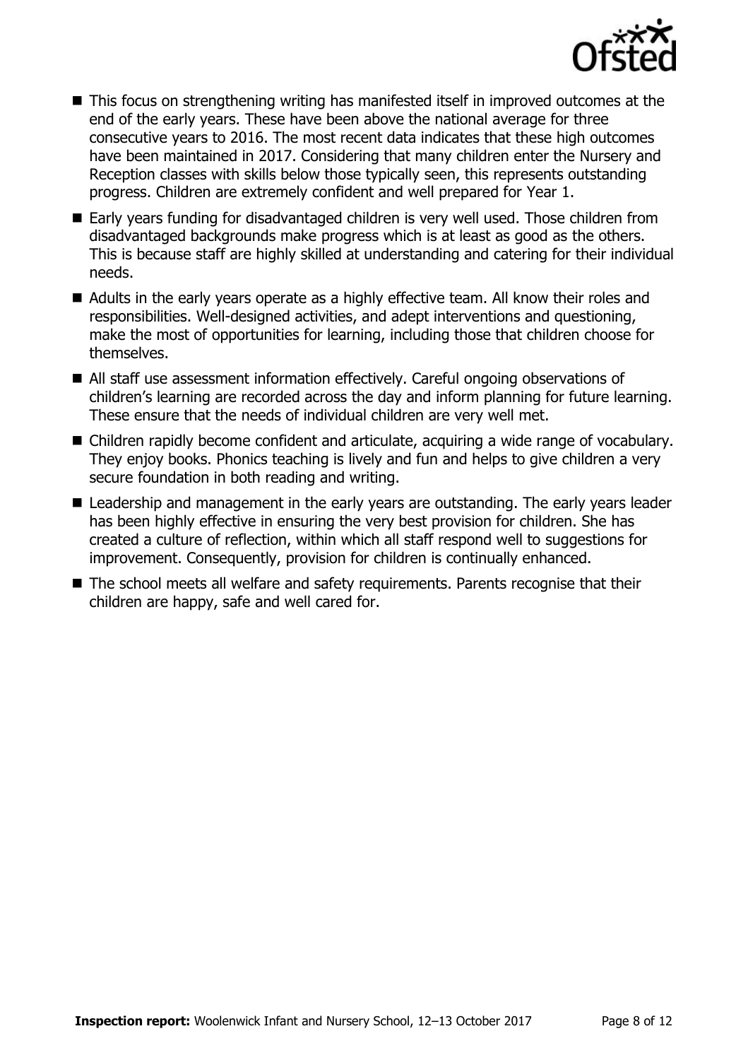- This focus on strengthening writing has manifested itself in improved outcomes at the end of the early years. These have been above the national average for three consecutive years to 2016. The most recent data indicates that these high outcomes have been maintained in 2017. Considering that many children enter the Nursery and Reception classes with skills below those typically seen, this represents outstanding progress. Children are extremely confident and well prepared for Year 1.
- Early years funding for disadvantaged children is very well used. Those children from disadvantaged backgrounds make progress which is at least as good as the others. This is because staff are highly skilled at understanding and catering for their individual needs.
- Adults in the early years operate as a highly effective team. All know their roles and responsibilities. Well-designed activities, and adept interventions and questioning, make the most of opportunities for learning, including those that children choose for themselves.
- All staff use assessment information effectively. Careful ongoing observations of children's learning are recorded across the day and inform planning for future learning. These ensure that the needs of individual children are very well met.
- Children rapidly become confident and articulate, acquiring a wide range of vocabulary. They enjoy books. Phonics teaching is lively and fun and helps to give children a very secure foundation in both reading and writing.
- Leadership and management in the early years are outstanding. The early years leader has been highly effective in ensuring the very best provision for children. She has created a culture of reflection, within which all staff respond well to suggestions for improvement. Consequently, provision for children is continually enhanced.
- The school meets all welfare and safety requirements. Parents recognise that their children are happy, safe and well cared for.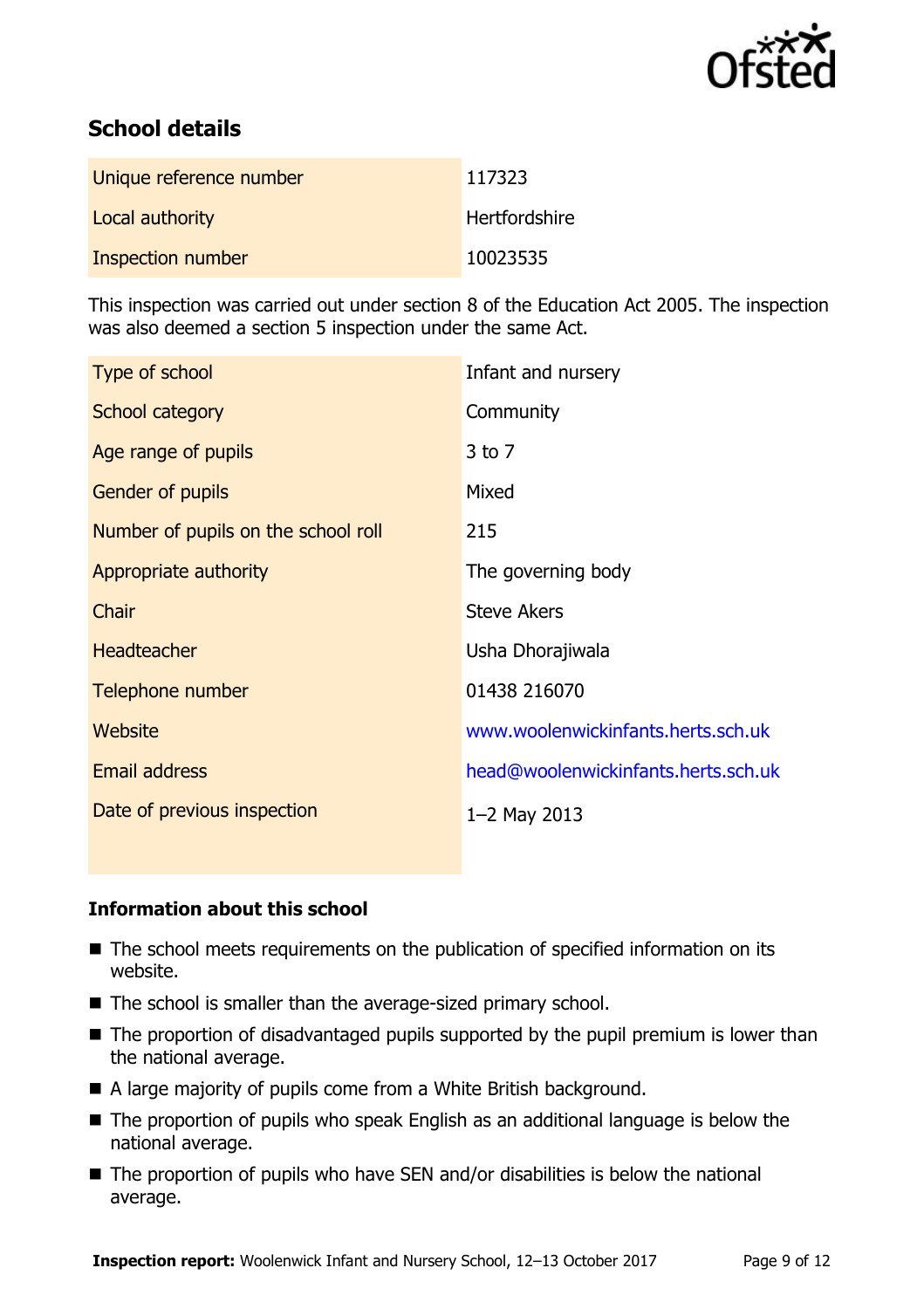## School details

| | |
|---|---|
| Unique reference number | 117323 |
| Local authority | Hertfordshire |
| Inspection number | 10023535 |

This inspection was carried out under section 8 of the Education Act 2005. The inspection was also deemed a section 5 inspection under the same Act.

| | |
|---|---|
| Type of school | Infant and nursery |
| School category | Community |
| Age range of pupils | 3 to 7 |
| Gender of pupils | Mixed |
| Number of pupils on the school roll | 215 |
| Appropriate authority | The governing body |
| Chair | Steve Akers |
| Headteacher | Usha Dhorajiwala |
| Telephone number | 01438 216070 |
| Website | www.woolenwickinfants.herts.sch.uk |
| Email address | head@woolenwickinfants.herts.sch.uk |
| Date of previous inspection | 1–2 May 2013 |

### Information about this school

- The school meets requirements on the publication of specified information on its website.
- The school is smaller than the average-sized primary school.
- The proportion of disadvantaged pupils supported by the pupil premium is lower than the national average.
- A large majority of pupils come from a White British background.
- The proportion of pupils who speak English as an additional language is below the national average.
- The proportion of pupils who have SEN and/or disabilities is below the national average.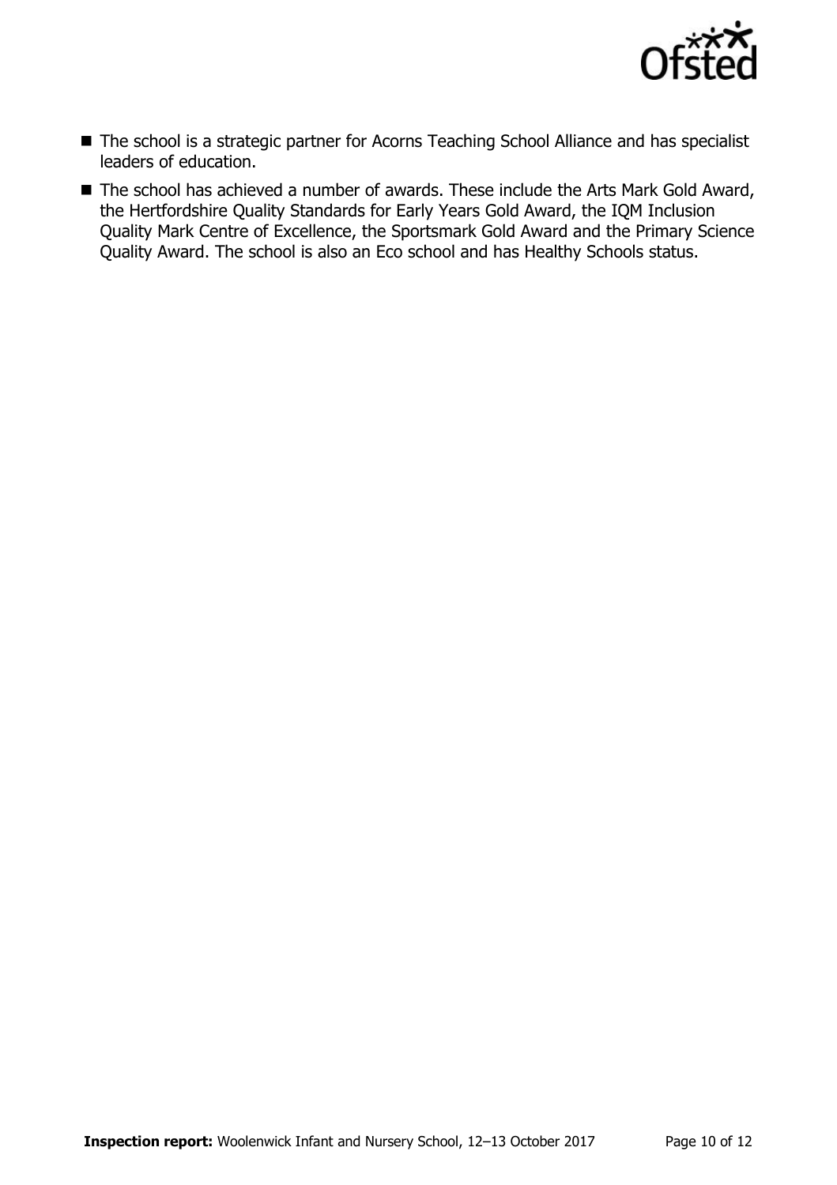- The school is a strategic partner for Acorns Teaching School Alliance and has specialist leaders of education.
- The school has achieved a number of awards. These include the Arts Mark Gold Award, the Hertfordshire Quality Standards for Early Years Gold Award, the IQM Inclusion Quality Mark Centre of Excellence, the Sportsmark Gold Award and the Primary Science Quality Award. The school is also an Eco school and has Healthy Schools status.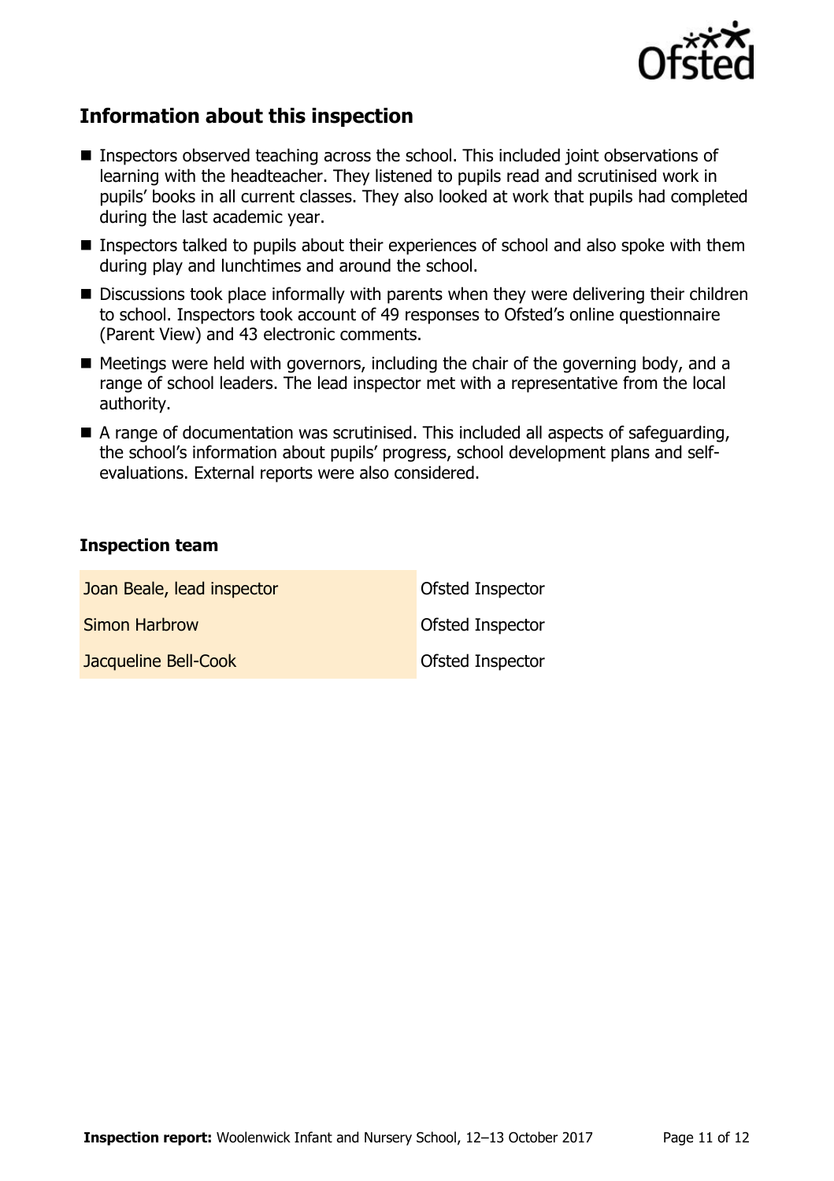## Information about this inspection

- Inspectors observed teaching across the school. This included joint observations of learning with the headteacher. They listened to pupils read and scrutinised work in pupils' books in all current classes. They also looked at work that pupils had completed during the last academic year.
- Inspectors talked to pupils about their experiences of school and also spoke with them during play and lunchtimes and around the school.
- Discussions took place informally with parents when they were delivering their children to school. Inspectors took account of 49 responses to Ofsted's online questionnaire (Parent View) and 43 electronic comments.
- Meetings were held with governors, including the chair of the governing body, and a range of school leaders. The lead inspector met with a representative from the local authority.
- A range of documentation was scrutinised. This included all aspects of safeguarding, the school's information about pupils' progress, school development plans and self-evaluations. External reports were also considered.

### Inspection team

| | |
|---|---|
| Joan Beale, lead inspector | Ofsted Inspector |
| Simon Harbrow | Ofsted Inspector |
| Jacqueline Bell-Cook | Ofsted Inspector |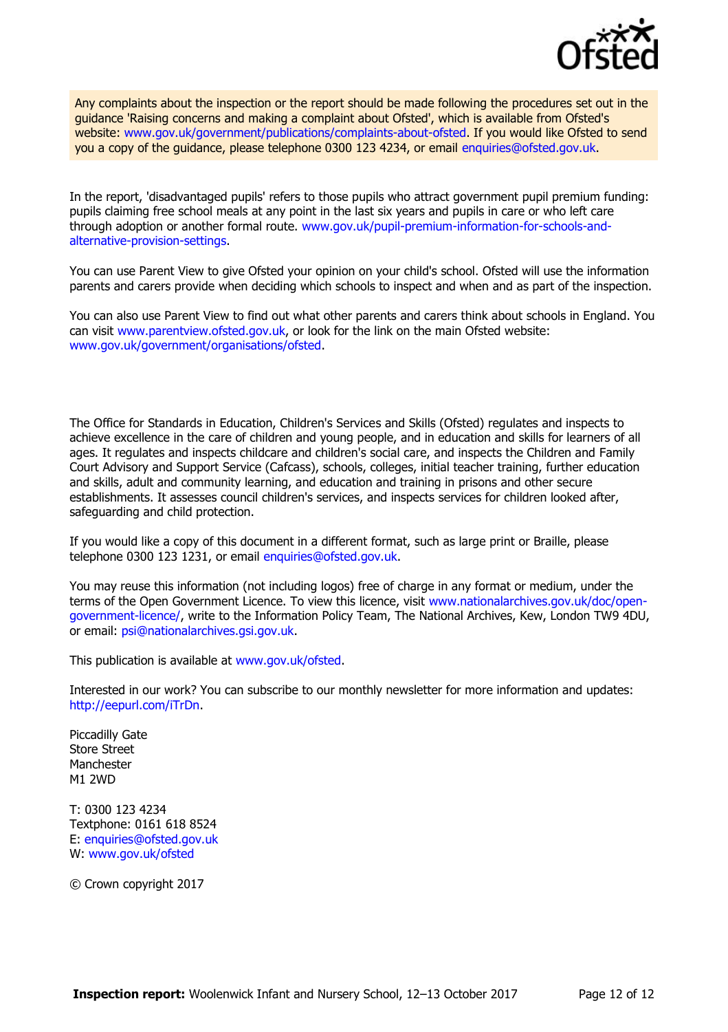Any complaints about the inspection or the report should be made following the procedures set out in the guidance 'Raising concerns and making a complaint about Ofsted', which is available from Ofsted's website: www.gov.uk/government/publications/complaints-about-ofsted. If you would like Ofsted to send you a copy of the guidance, please telephone 0300 123 4234, or email enquiries@ofsted.gov.uk.

In the report, 'disadvantaged pupils' refers to those pupils who attract government pupil premium funding: pupils claiming free school meals at any point in the last six years and pupils in care or who left care through adoption or another formal route. www.gov.uk/pupil-premium-information-for-schools-and-alternative-provision-settings.

You can use Parent View to give Ofsted your opinion on your child's school. Ofsted will use the information parents and carers provide when deciding which schools to inspect and when and as part of the inspection.

You can also use Parent View to find out what other parents and carers think about schools in England. You can visit www.parentview.ofsted.gov.uk, or look for the link on the main Ofsted website: www.gov.uk/government/organisations/ofsted.

The Office for Standards in Education, Children's Services and Skills (Ofsted) regulates and inspects to achieve excellence in the care of children and young people, and in education and skills for learners of all ages. It regulates and inspects childcare and children's social care, and inspects the Children and Family Court Advisory and Support Service (Cafcass), schools, colleges, initial teacher training, further education and skills, adult and community learning, and education and training in prisons and other secure establishments. It assesses council children's services, and inspects services for children looked after, safeguarding and child protection.

If you would like a copy of this document in a different format, such as large print or Braille, please telephone 0300 123 1231, or email enquiries@ofsted.gov.uk.

You may reuse this information (not including logos) free of charge in any format or medium, under the terms of the Open Government Licence. To view this licence, visit www.nationalarchives.gov.uk/doc/open-government-licence/, write to the Information Policy Team, The National Archives, Kew, London TW9 4DU, or email: psi@nationalarchives.gsi.gov.uk.

This publication is available at www.gov.uk/ofsted.

Interested in our work? You can subscribe to our monthly newsletter for more information and updates: http://eepurl.com/iTrDn.

Piccadilly Gate
Store Street
Manchester
M1 2WD

T: 0300 123 4234
Textphone: 0161 618 8524
E: enquiries@ofsted.gov.uk
W: www.gov.uk/ofsted

© Crown copyright 2017